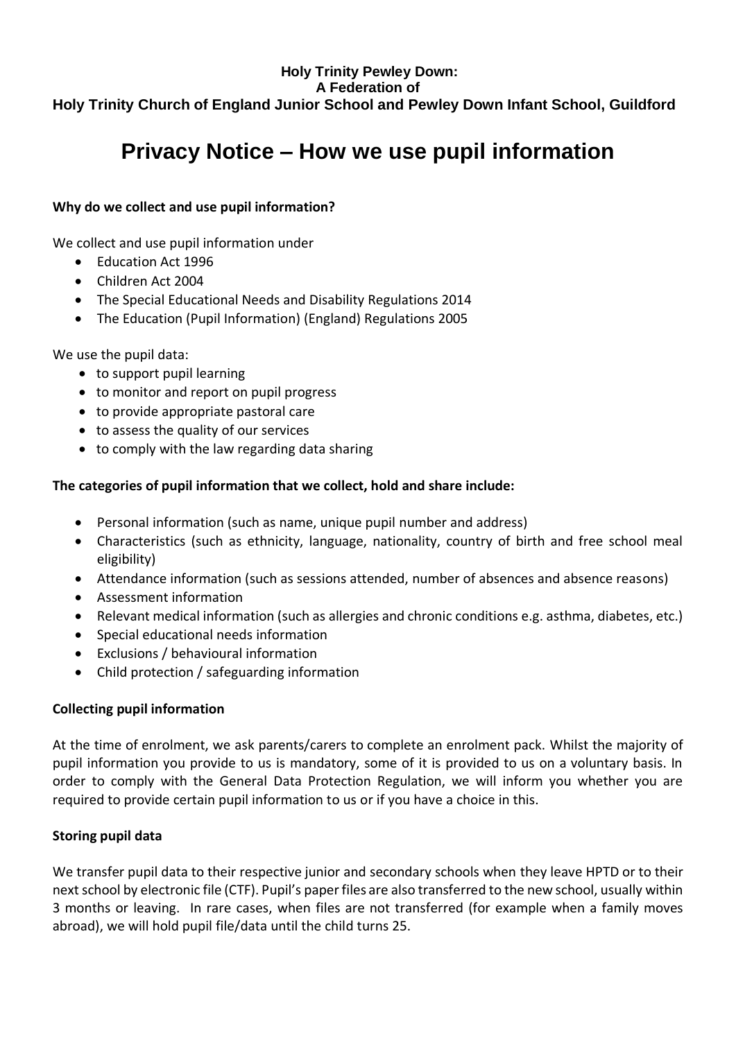**Holy Trinity Pewley Down:**
**A Federation of**
**Holy Trinity Church of England Junior School and Pewley Down Infant School, Guildford**

# Privacy Notice – How we use pupil information

**Why do we collect and use pupil information?**

We collect and use pupil information under

- Education Act 1996
- Children Act 2004
- The Special Educational Needs and Disability Regulations 2014
- The Education (Pupil Information) (England) Regulations 2005

We use the pupil data:

- to support pupil learning
- to monitor and report on pupil progress
- to provide appropriate pastoral care
- to assess the quality of our services
- to comply with the law regarding data sharing

**The categories of pupil information that we collect, hold and share include:**

- Personal information (such as name, unique pupil number and address)
- Characteristics (such as ethnicity, language, nationality, country of birth and free school meal eligibility)
- Attendance information (such as sessions attended, number of absences and absence reasons)
- Assessment information
- Relevant medical information (such as allergies and chronic conditions e.g. asthma, diabetes, etc.)
- Special educational needs information
- Exclusions / behavioural information
- Child protection / safeguarding information

**Collecting pupil information**

At the time of enrolment, we ask parents/carers to complete an enrolment pack. Whilst the majority of pupil information you provide to us is mandatory, some of it is provided to us on a voluntary basis. In order to comply with the General Data Protection Regulation, we will inform you whether you are required to provide certain pupil information to us or if you have a choice in this.

**Storing pupil data**

We transfer pupil data to their respective junior and secondary schools when they leave HPTD or to their next school by electronic file (CTF). Pupil's paper files are also transferred to the new school, usually within 3 months or leaving. In rare cases, when files are not transferred (for example when a family moves abroad), we will hold pupil file/data until the child turns 25.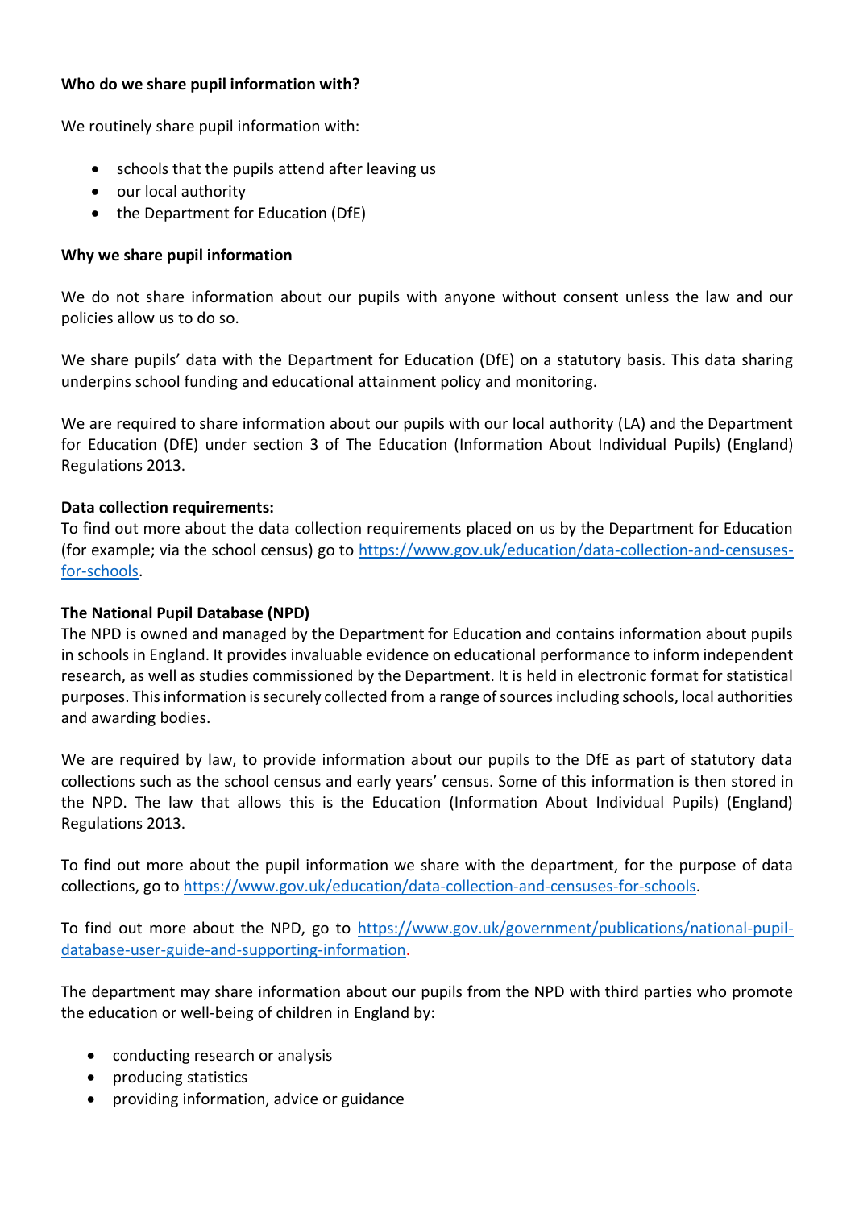**Who do we share pupil information with?**

We routinely share pupil information with:

- schools that the pupils attend after leaving us
- our local authority
- the Department for Education (DfE)

**Why we share pupil information**

We do not share information about our pupils with anyone without consent unless the law and our policies allow us to do so.

We share pupils' data with the Department for Education (DfE) on a statutory basis. This data sharing underpins school funding and educational attainment policy and monitoring.

We are required to share information about our pupils with our local authority (LA) and the Department for Education (DfE) under section 3 of The Education (Information About Individual Pupils) (England) Regulations 2013.

**Data collection requirements:**
To find out more about the data collection requirements placed on us by the Department for Education (for example; via the school census) go to https://www.gov.uk/education/data-collection-and-censuses-for-schools.

**The National Pupil Database (NPD)**
The NPD is owned and managed by the Department for Education and contains information about pupils in schools in England. It provides invaluable evidence on educational performance to inform independent research, as well as studies commissioned by the Department. It is held in electronic format for statistical purposes. This information is securely collected from a range of sources including schools, local authorities and awarding bodies.

We are required by law, to provide information about our pupils to the DfE as part of statutory data collections such as the school census and early years' census. Some of this information is then stored in the NPD. The law that allows this is the Education (Information About Individual Pupils) (England) Regulations 2013.

To find out more about the pupil information we share with the department, for the purpose of data collections, go to https://www.gov.uk/education/data-collection-and-censuses-for-schools.

To find out more about the NPD, go to https://www.gov.uk/government/publications/national-pupil-database-user-guide-and-supporting-information.

The department may share information about our pupils from the NPD with third parties who promote the education or well-being of children in England by:

- conducting research or analysis
- producing statistics
- providing information, advice or guidance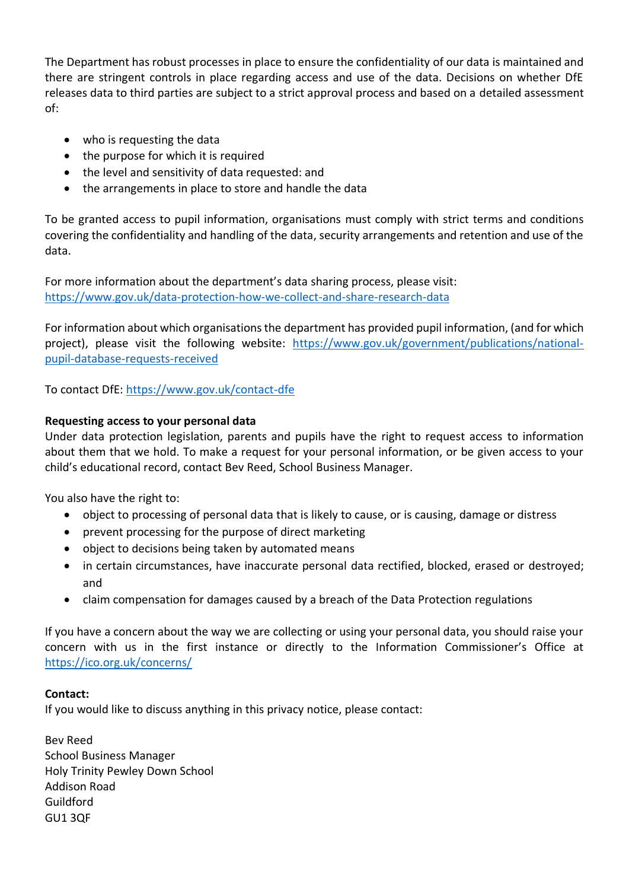The Department has robust processes in place to ensure the confidentiality of our data is maintained and there are stringent controls in place regarding access and use of the data. Decisions on whether DfE releases data to third parties are subject to a strict approval process and based on a detailed assessment of:

- who is requesting the data
- the purpose for which it is required
- the level and sensitivity of data requested: and
- the arrangements in place to store and handle the data

To be granted access to pupil information, organisations must comply with strict terms and conditions covering the confidentiality and handling of the data, security arrangements and retention and use of the data.

For more information about the department's data sharing process, please visit: https://www.gov.uk/data-protection-how-we-collect-and-share-research-data

For information about which organisations the department has provided pupil information, (and for which project), please visit the following website: https://www.gov.uk/government/publications/national-pupil-database-requests-received

To contact DfE: https://www.gov.uk/contact-dfe

**Requesting access to your personal data**

Under data protection legislation, parents and pupils have the right to request access to information about them that we hold. To make a request for your personal information, or be given access to your child's educational record, contact Bev Reed, School Business Manager.

You also have the right to:

- object to processing of personal data that is likely to cause, or is causing, damage or distress
- prevent processing for the purpose of direct marketing
- object to decisions being taken by automated means
- in certain circumstances, have inaccurate personal data rectified, blocked, erased or destroyed; and
- claim compensation for damages caused by a breach of the Data Protection regulations

If you have a concern about the way we are collecting or using your personal data, you should raise your concern with us in the first instance or directly to the Information Commissioner's Office at https://ico.org.uk/concerns/

**Contact:**

If you would like to discuss anything in this privacy notice, please contact:

Bev Reed
School Business Manager
Holy Trinity Pewley Down School
Addison Road
Guildford
GU1 3QF